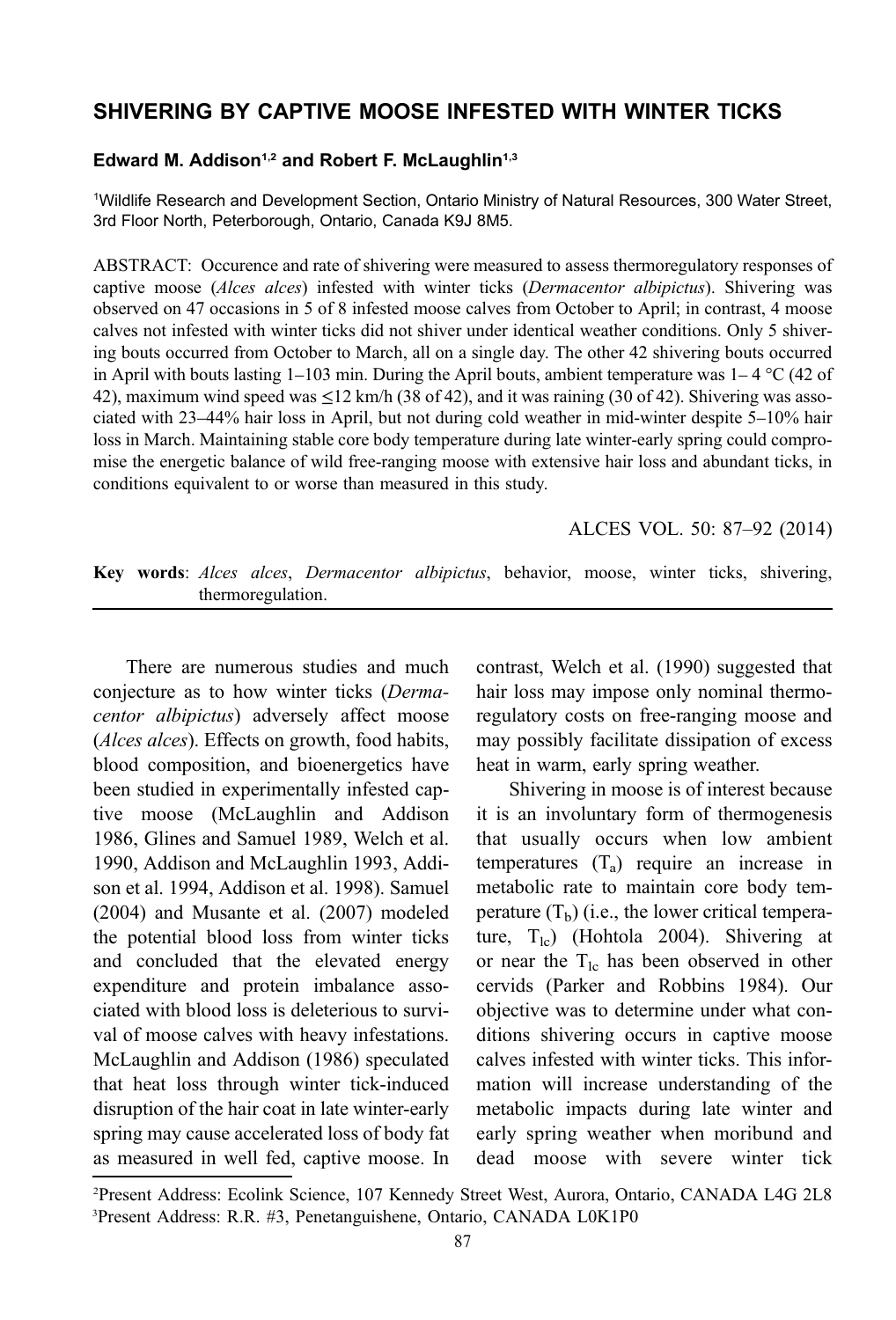# SHIVERING BY CAPTIVE MOOSE INFESTED WITH WINTER TICKS

**Edward M. Addison[1,2] and Robert F. McLaughlin[1,3]**

[1]Wildlife Research and Development Section, Ontario Ministry of Natural Resources, 300 Water Street, 3rd Floor North, Peterborough, Ontario, Canada K9J 8M5.

ABSTRACT: Occurence and rate of shivering were measured to assess thermoregulatory responses of captive moose (*Alces alces*) infested with winter ticks (*Dermacentor albipictus*). Shivering was observed on 47 occasions in 5 of 8 infested moose calves from October to April; in contrast, 4 moose calves not infested with winter ticks did not shiver under identical weather conditions. Only 5 shivering bouts occurred from October to March, all on a single day. The other 42 shivering bouts occurred in April with bouts lasting 1–103 min. During the April bouts, ambient temperature was 1– 4 °C (42 of 42), maximum wind speed was ≤12 km/h (38 of 42), and it was raining (30 of 42). Shivering was associated with 23–44% hair loss in April, but not during cold weather in mid-winter despite 5–10% hair loss in March. Maintaining stable core body temperature during late winter-early spring could compromise the energetic balance of wild free-ranging moose with extensive hair loss and abundant ticks, in conditions equivalent to or worse than measured in this study.

ALCES VOL. 50: 87–92 (2014)

**Key words**: *Alces alces*, *Dermacentor albipictus*, behavior, moose, winter ticks, shivering, thermoregulation.

---

There are numerous studies and much conjecture as to how winter ticks (*Dermacentor albipictus*) adversely affect moose (*Alces alces*). Effects on growth, food habits, blood composition, and bioenergetics have been studied in experimentally infested captive moose (McLaughlin and Addison 1986, Glines and Samuel 1989, Welch et al. 1990, Addison and McLaughlin 1993, Addison et al. 1994, Addison et al. 1998). Samuel (2004) and Musante et al. (2007) modeled the potential blood loss from winter ticks and concluded that the elevated energy expenditure and protein imbalance associated with blood loss is deleterious to survival of moose calves with heavy infestations. McLaughlin and Addison (1986) speculated that heat loss through winter tick-induced disruption of the hair coat in late winter-early spring may cause accelerated loss of body fat as measured in well fed, captive moose. In contrast, Welch et al. (1990) suggested that hair loss may impose only nominal thermoregulatory costs on free-ranging moose and may possibly facilitate dissipation of excess heat in warm, early spring weather.

Shivering in moose is of interest because it is an involuntary form of thermogenesis that usually occurs when low ambient temperatures ($T_a$) require an increase in metabolic rate to maintain core body temperature ($T_b$) (i.e., the lower critical temperature, $T_{lc}$) (Hohtola 2004). Shivering at or near the $T_{lc}$ has been observed in other cervids (Parker and Robbins 1984). Our objective was to determine under what conditions shivering occurs in captive moose calves infested with winter ticks. This information will increase understanding of the metabolic impacts during late winter and early spring weather when moribund and dead moose with severe winter tick

[2]Present Address: Ecolink Science, 107 Kennedy Street West, Aurora, Ontario, CANADA L4G 2L8
[3]Present Address: R.R. #3, Penetanguishene, Ontario, CANADA L0K1P0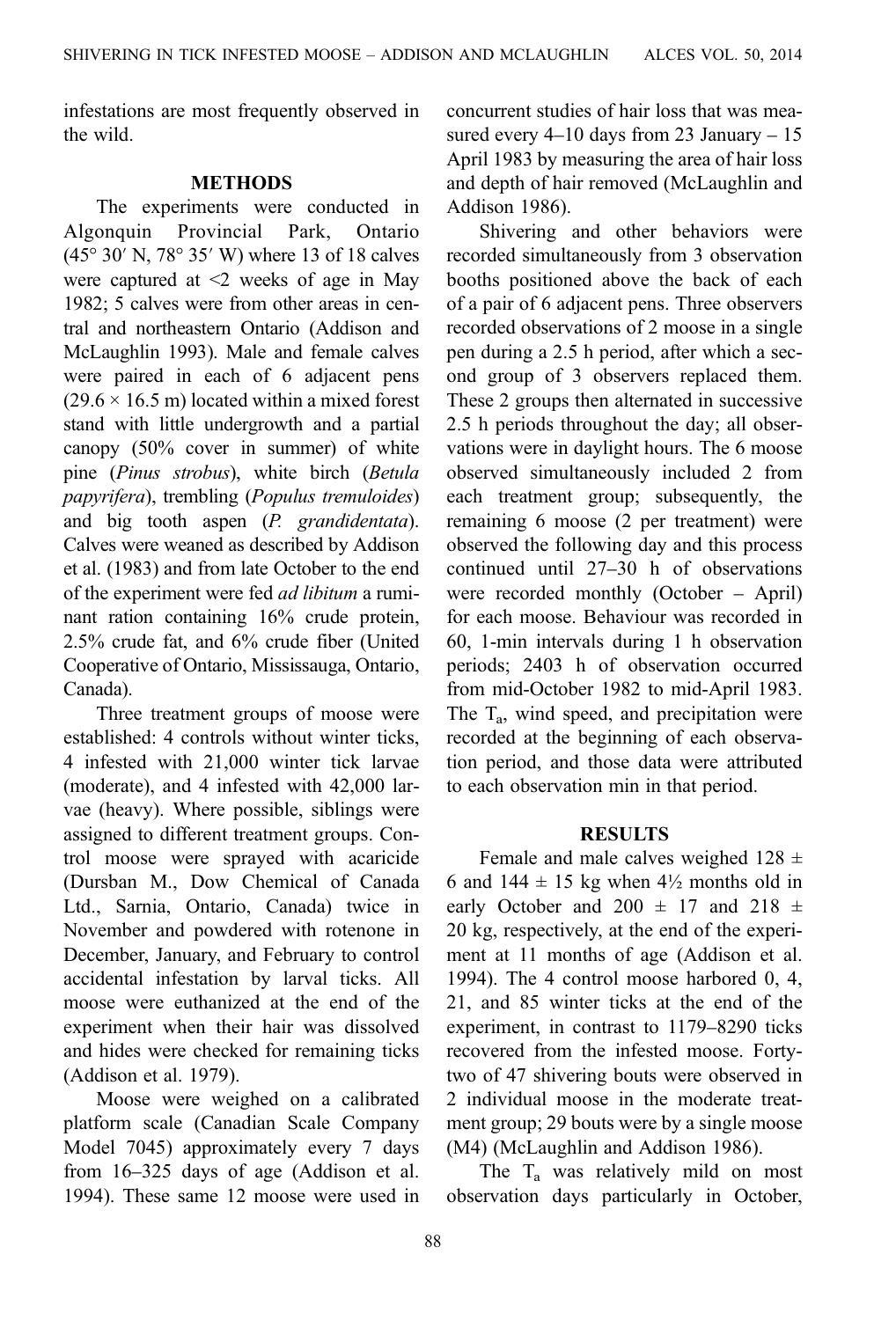infestations are most frequently observed in the wild.

## METHODS

The experiments were conducted in Algonquin Provincial Park, Ontario (45° 30′ N, 78° 35′ W) where 13 of 18 calves were captured at <2 weeks of age in May 1982; 5 calves were from other areas in central and northeastern Ontario (Addison and McLaughlin 1993). Male and female calves were paired in each of 6 adjacent pens (29.6 × 16.5 m) located within a mixed forest stand with little undergrowth and a partial canopy (50% cover in summer) of white pine (*Pinus strobus*), white birch (*Betula papyrifera*), trembling (*Populus tremuloides*) and big tooth aspen (*P. grandidentata*). Calves were weaned as described by Addison et al. (1983) and from late October to the end of the experiment were fed *ad libitum* a ruminant ration containing 16% crude protein, 2.5% crude fat, and 6% crude fiber (United Cooperative of Ontario, Mississauga, Ontario, Canada).

Three treatment groups of moose were established: 4 controls without winter ticks, 4 infested with 21,000 winter tick larvae (moderate), and 4 infested with 42,000 larvae (heavy). Where possible, siblings were assigned to different treatment groups. Control moose were sprayed with acaricide (Dursban M., Dow Chemical of Canada Ltd., Sarnia, Ontario, Canada) twice in November and powdered with rotenone in December, January, and February to control accidental infestation by larval ticks. All moose were euthanized at the end of the experiment when their hair was dissolved and hides were checked for remaining ticks (Addison et al. 1979).

Moose were weighed on a calibrated platform scale (Canadian Scale Company Model 7045) approximately every 7 days from 16–325 days of age (Addison et al. 1994). These same 12 moose were used in concurrent studies of hair loss that was measured every 4–10 days from 23 January – 15 April 1983 by measuring the area of hair loss and depth of hair removed (McLaughlin and Addison 1986).

Shivering and other behaviors were recorded simultaneously from 3 observation booths positioned above the back of each of a pair of 6 adjacent pens. Three observers recorded observations of 2 moose in a single pen during a 2.5 h period, after which a second group of 3 observers replaced them. These 2 groups then alternated in successive 2.5 h periods throughout the day; all observations were in daylight hours. The 6 moose observed simultaneously included 2 from each treatment group; subsequently, the remaining 6 moose (2 per treatment) were observed the following day and this process continued until 27–30 h of observations were recorded monthly (October – April) for each moose. Behaviour was recorded in 60, 1-min intervals during 1 h observation periods; 2403 h of observation occurred from mid-October 1982 to mid-April 1983. The $T_a$, wind speed, and precipitation were recorded at the beginning of each observation period, and those data were attributed to each observation min in that period.

## RESULTS

Female and male calves weighed 128 ± 6 and 144 ± 15 kg when 4½ months old in early October and 200 ± 17 and 218 ± 20 kg, respectively, at the end of the experiment at 11 months of age (Addison et al. 1994). The 4 control moose harbored 0, 4, 21, and 85 winter ticks at the end of the experiment, in contrast to 1179–8290 ticks recovered from the infested moose. Forty-two of 47 shivering bouts were observed in 2 individual moose in the moderate treatment group; 29 bouts were by a single moose (M4) (McLaughlin and Addison 1986).

The $T_a$ was relatively mild on most observation days particularly in October,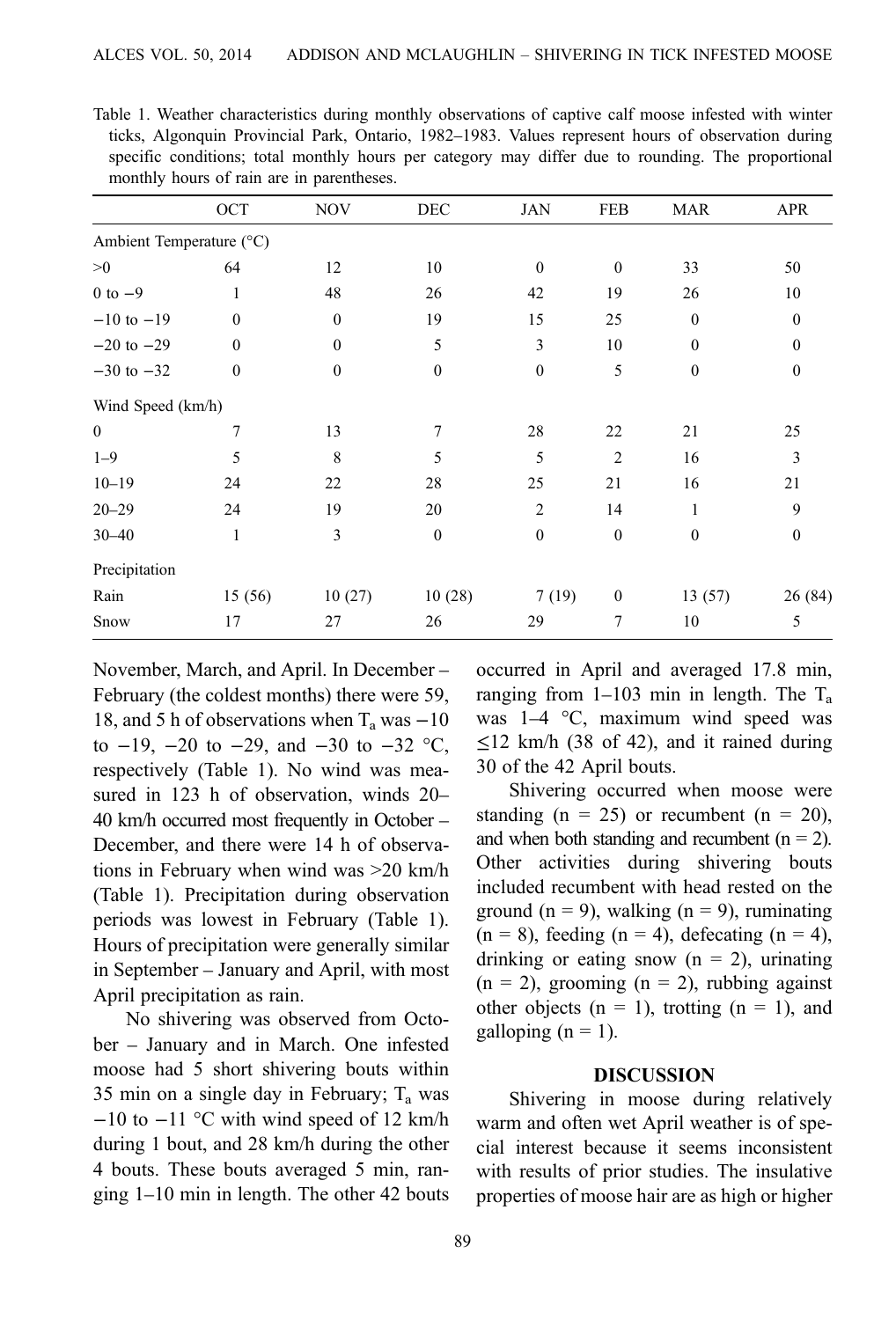Table 1. Weather characteristics during monthly observations of captive calf moose infested with winter ticks, Algonquin Provincial Park, Ontario, 1982–1983. Values represent hours of observation during specific conditions; total monthly hours per category may differ due to rounding. The proportional monthly hours of rain are in parentheses.

| | OCT | NOV | DEC | JAN | FEB | MAR | APR |
|---|---|---|---|---|---|---|---|
| Ambient Temperature (°C) | | | | | | | |
| >0 | 64 | 12 | 10 | 0 | 0 | 33 | 50 |
| 0 to −9 | 1 | 48 | 26 | 42 | 19 | 26 | 10 |
| −10 to −19 | 0 | 0 | 19 | 15 | 25 | 0 | 0 |
| −20 to −29 | 0 | 0 | 5 | 3 | 10 | 0 | 0 |
| −30 to −32 | 0 | 0 | 0 | 0 | 5 | 0 | 0 |
| Wind Speed (km/h) | | | | | | | |
| 0 | 7 | 13 | 7 | 28 | 22 | 21 | 25 |
| 1–9 | 5 | 8 | 5 | 5 | 2 | 16 | 3 |
| 10–19 | 24 | 22 | 28 | 25 | 21 | 16 | 21 |
| 20–29 | 24 | 19 | 20 | 2 | 14 | 1 | 9 |
| 30–40 | 1 | 3 | 0 | 0 | 0 | 0 | 0 |
| Precipitation | | | | | | | |
| Rain | 15 (56) | 10 (27) | 10 (28) | 7 (19) | 0 | 13 (57) | 26 (84) |
| Snow | 17 | 27 | 26 | 29 | 7 | 10 | 5 |

November, March, and April. In December – February (the coldest months) there were 59, 18, and 5 h of observations when $T_a$ was −10 to −19, −20 to −29, and −30 to −32 °C, respectively (Table 1). No wind was measured in 123 h of observation, winds 20–40 km/h occurred most frequently in October – December, and there were 14 h of observations in February when wind was >20 km/h (Table 1). Precipitation during observation periods was lowest in February (Table 1). Hours of precipitation were generally similar in September – January and April, with most April precipitation as rain.

No shivering was observed from October – January and in March. One infested moose had 5 short shivering bouts within 35 min on a single day in February; $T_a$ was −10 to −11 °C with wind speed of 12 km/h during 1 bout, and 28 km/h during the other 4 bouts. These bouts averaged 5 min, ranging 1–10 min in length. The other 42 bouts occurred in April and averaged 17.8 min, ranging from 1–103 min in length. The $T_a$ was 1–4 °C, maximum wind speed was ≤12 km/h (38 of 42), and it rained during 30 of the 42 April bouts.

Shivering occurred when moose were standing (n = 25) or recumbent (n = 20), and when both standing and recumbent (n = 2). Other activities during shivering bouts included recumbent with head rested on the ground (n = 9), walking (n = 9), ruminating (n = 8), feeding (n = 4), defecating (n = 4), drinking or eating snow (n = 2), urinating (n = 2), grooming (n = 2), rubbing against other objects (n = 1), trotting (n = 1), and galloping (n = 1).

## DISCUSSION

Shivering in moose during relatively warm and often wet April weather is of special interest because it seems inconsistent with results of prior studies. The insulative properties of moose hair are as high or higher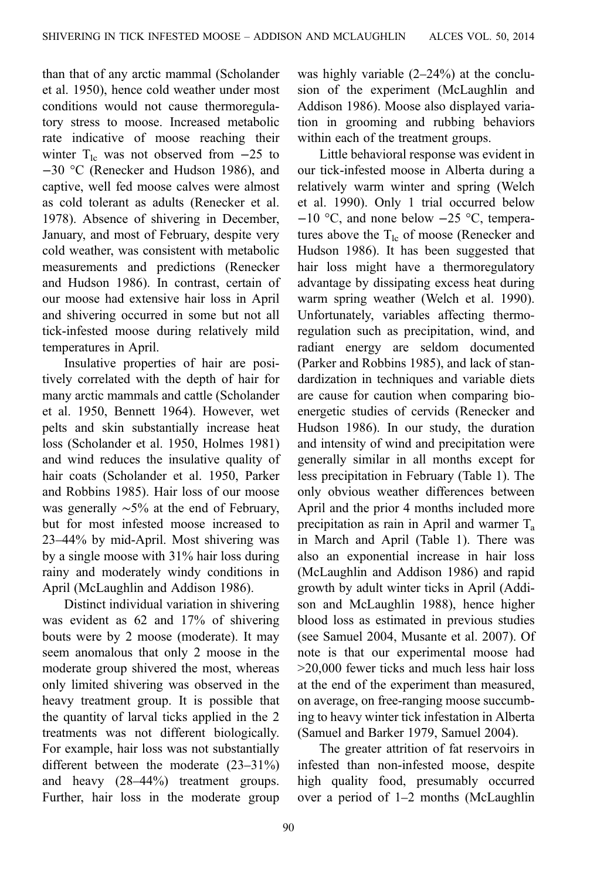than that of any arctic mammal (Scholander et al. 1950), hence cold weather under most conditions would not cause thermoregulatory stress to moose. Increased metabolic rate indicative of moose reaching their winter $T_{lc}$ was not observed from −25 to −30 °C (Renecker and Hudson 1986), and captive, well fed moose calves were almost as cold tolerant as adults (Renecker et al. 1978). Absence of shivering in December, January, and most of February, despite very cold weather, was consistent with metabolic measurements and predictions (Renecker and Hudson 1986). In contrast, certain of our moose had extensive hair loss in April and shivering occurred in some but not all tick-infested moose during relatively mild temperatures in April.

Insulative properties of hair are positively correlated with the depth of hair for many arctic mammals and cattle (Scholander et al. 1950, Bennett 1964). However, wet pelts and skin substantially increase heat loss (Scholander et al. 1950, Holmes 1981) and wind reduces the insulative quality of hair coats (Scholander et al. 1950, Parker and Robbins 1985). Hair loss of our moose was generally ~5% at the end of February, but for most infested moose increased to 23–44% by mid-April. Most shivering was by a single moose with 31% hair loss during rainy and moderately windy conditions in April (McLaughlin and Addison 1986).

Distinct individual variation in shivering was evident as 62 and 17% of shivering bouts were by 2 moose (moderate). It may seem anomalous that only 2 moose in the moderate group shivered the most, whereas only limited shivering was observed in the heavy treatment group. It is possible that the quantity of larval ticks applied in the 2 treatments was not different biologically. For example, hair loss was not substantially different between the moderate (23–31%) and heavy (28–44%) treatment groups. Further, hair loss in the moderate group was highly variable (2–24%) at the conclusion of the experiment (McLaughlin and Addison 1986). Moose also displayed variation in grooming and rubbing behaviors within each of the treatment groups.

Little behavioral response was evident in our tick-infested moose in Alberta during a relatively warm winter and spring (Welch et al. 1990). Only 1 trial occurred below −10 °C, and none below −25 °C, temperatures above the $T_{lc}$ of moose (Renecker and Hudson 1986). It has been suggested that hair loss might have a thermoregulatory advantage by dissipating excess heat during warm spring weather (Welch et al. 1990). Unfortunately, variables affecting thermoregulation such as precipitation, wind, and radiant energy are seldom documented (Parker and Robbins 1985), and lack of standardization in techniques and variable diets are cause for caution when comparing bioenergetic studies of cervids (Renecker and Hudson 1986). In our study, the duration and intensity of wind and precipitation were generally similar in all months except for less precipitation in February (Table 1). The only obvious weather differences between April and the prior 4 months included more precipitation as rain in April and warmer $T_a$ in March and April (Table 1). There was also an exponential increase in hair loss (McLaughlin and Addison 1986) and rapid growth by adult winter ticks in April (Addison and McLaughlin 1988), hence higher blood loss as estimated in previous studies (see Samuel 2004, Musante et al. 2007). Of note is that our experimental moose had >20,000 fewer ticks and much less hair loss at the end of the experiment than measured, on average, on free-ranging moose succumbing to heavy winter tick infestation in Alberta (Samuel and Barker 1979, Samuel 2004).

The greater attrition of fat reservoirs in infested than non-infested moose, despite high quality food, presumably occurred over a period of 1–2 months (McLaughlin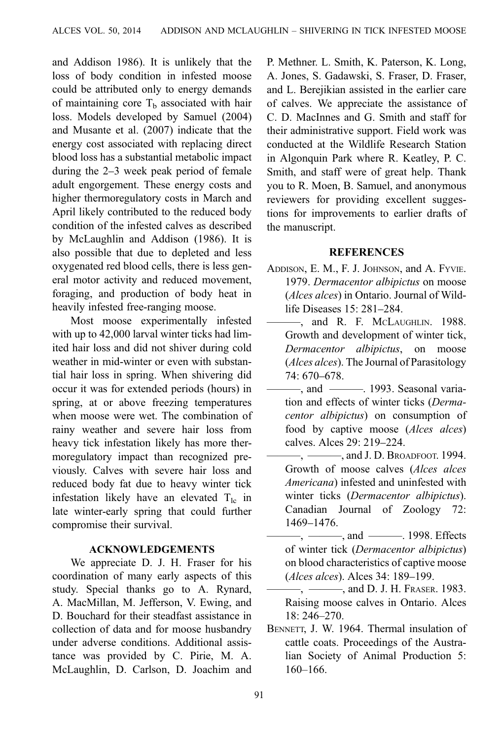and Addison 1986). It is unlikely that the loss of body condition in infested moose could be attributed only to energy demands of maintaining core $T_b$ associated with hair loss. Models developed by Samuel (2004) and Musante et al. (2007) indicate that the energy cost associated with replacing direct blood loss has a substantial metabolic impact during the 2–3 week peak period of female adult engorgement. These energy costs and higher thermoregulatory costs in March and April likely contributed to the reduced body condition of the infested calves as described by McLaughlin and Addison (1986). It is also possible that due to depleted and less oxygenated red blood cells, there is less general motor activity and reduced movement, foraging, and production of body heat in heavily infested free-ranging moose.

Most moose experimentally infested with up to 42,000 larval winter ticks had limited hair loss and did not shiver during cold weather in mid-winter or even with substantial hair loss in spring. When shivering did occur it was for extended periods (hours) in spring, at or above freezing temperatures when moose were wet. The combination of rainy weather and severe hair loss from heavy tick infestation likely has more thermoregulatory impact than recognized previously. Calves with severe hair loss and reduced body fat due to heavy winter tick infestation likely have an elevated $T_{lc}$ in late winter-early spring that could further compromise their survival.

## ACKNOWLEDGEMENTS

We appreciate D. J. H. Fraser for his coordination of many early aspects of this study. Special thanks go to A. Rynard, A. MacMillan, M. Jefferson, V. Ewing, and D. Bouchard for their steadfast assistance in collection of data and for moose husbandry under adverse conditions. Additional assistance was provided by C. Pirie, M. A. McLaughlin, D. Carlson, D. Joachim and P. Methner. L. Smith, K. Paterson, K. Long, A. Jones, S. Gadawski, S. Fraser, D. Fraser, and L. Berejikian assisted in the earlier care of calves. We appreciate the assistance of C. D. MacInnes and G. Smith and staff for their administrative support. Field work was conducted at the Wildlife Research Station in Algonquin Park where R. Keatley, P. C. Smith, and staff were of great help. Thank you to R. Moen, B. Samuel, and anonymous reviewers for providing excellent suggestions for improvements to earlier drafts of the manuscript.

## REFERENCES

Addison, E. M., F. J. Johnson, and A. Fyvie. 1979. *Dermacentor albipictus* on moose (*Alces alces*) in Ontario. Journal of Wildlife Diseases 15: 281–284.

———, and R. F. McLaughlin. 1988. Growth and development of winter tick, *Dermacentor albipictus*, on moose (*Alces alces*). The Journal of Parasitology 74: 670–678.

———, and ———. 1993. Seasonal variation and effects of winter ticks (*Dermacentor albipictus*) on consumption of food by captive moose (*Alces alces*) calves. Alces 29: 219–224.

———, ———, and J. D. Broadfoot. 1994. Growth of moose calves (*Alces alces Americana*) infested and uninfested with winter ticks (*Dermacentor albipictus*). Canadian Journal of Zoology 72: 1469–1476.

———, ———, and ———. 1998. Effects of winter tick (*Dermacentor albipictus*) on blood characteristics of captive moose (*Alces alces*). Alces 34: 189–199.

———, ———, and D. J. H. Fraser. 1983. Raising moose calves in Ontario. Alces 18: 246–270.

Bennett, J. W. 1964. Thermal insulation of cattle coats. Proceedings of the Australian Society of Animal Production 5: 160–166.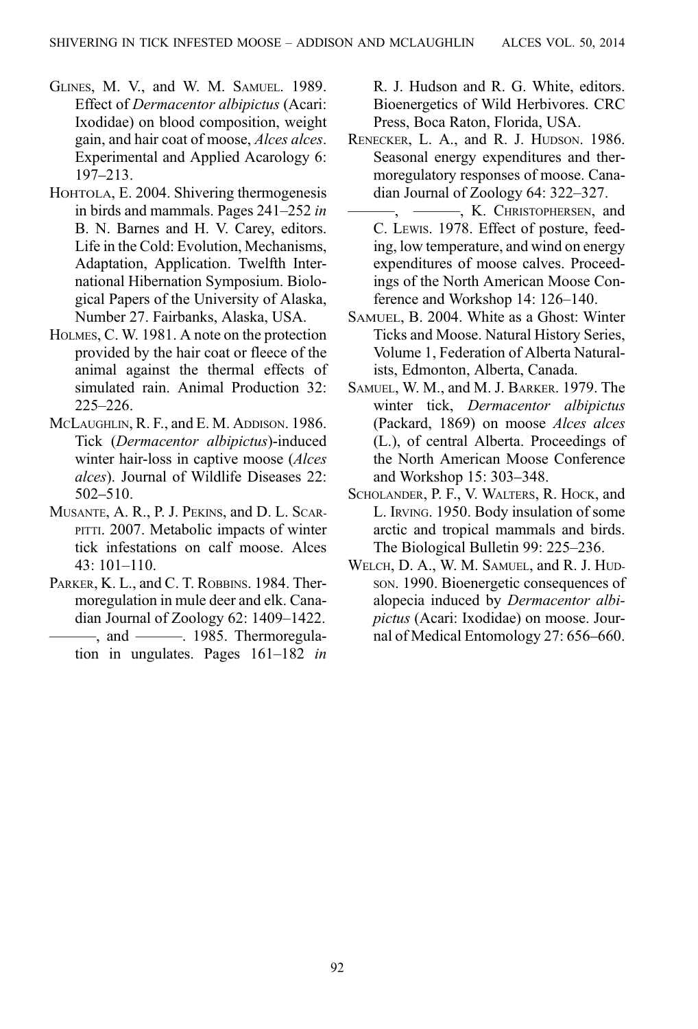Glines, M. V., and W. M. Samuel. 1989. Effect of *Dermacentor albipictus* (Acari: Ixodidae) on blood composition, weight gain, and hair coat of moose, *Alces alces*. Experimental and Applied Acarology 6: 197–213.

Hohtola, E. 2004. Shivering thermogenesis in birds and mammals. Pages 241–252 *in* B. N. Barnes and H. V. Carey, editors. Life in the Cold: Evolution, Mechanisms, Adaptation, Application. Twelfth International Hibernation Symposium. Biological Papers of the University of Alaska, Number 27. Fairbanks, Alaska, USA.

Holmes, C. W. 1981. A note on the protection provided by the hair coat or fleece of the animal against the thermal effects of simulated rain. Animal Production 32: 225–226.

McLaughlin, R. F., and E. M. Addison. 1986. Tick (*Dermacentor albipictus*)-induced winter hair-loss in captive moose (*Alces alces*). Journal of Wildlife Diseases 22: 502–510.

Musante, A. R., P. J. Pekins, and D. L. Scarpitti. 2007. Metabolic impacts of winter tick infestations on calf moose. Alces 43: 101–110.

Parker, K. L., and C. T. Robbins. 1984. Thermoregulation in mule deer and elk. Canadian Journal of Zoology 62: 1409–1422.

———, and ———. 1985. Thermoregulation in ungulates. Pages 161–182 *in* R. J. Hudson and R. G. White, editors. Bioenergetics of Wild Herbivores. CRC Press, Boca Raton, Florida, USA.

Renecker, L. A., and R. J. Hudson. 1986. Seasonal energy expenditures and thermoregulatory responses of moose. Canadian Journal of Zoology 64: 322–327.

———, ———, K. Christophersen, and C. Lewis. 1978. Effect of posture, feeding, low temperature, and wind on energy expenditures of moose calves. Proceedings of the North American Moose Conference and Workshop 14: 126–140.

Samuel, B. 2004. White as a Ghost: Winter Ticks and Moose. Natural History Series, Volume 1, Federation of Alberta Naturalists, Edmonton, Alberta, Canada.

Samuel, W. M., and M. J. Barker. 1979. The winter tick, *Dermacentor albipictus* (Packard, 1869) on moose *Alces alces* (L.), of central Alberta. Proceedings of the North American Moose Conference and Workshop 15: 303–348.

Scholander, P. F., V. Walters, R. Hock, and L. Irving. 1950. Body insulation of some arctic and tropical mammals and birds. The Biological Bulletin 99: 225–236.

Welch, D. A., W. M. Samuel, and R. J. Hudson. 1990. Bioenergetic consequences of alopecia induced by *Dermacentor albipictus* (Acari: Ixodidae) on moose. Journal of Medical Entomology 27: 656–660.